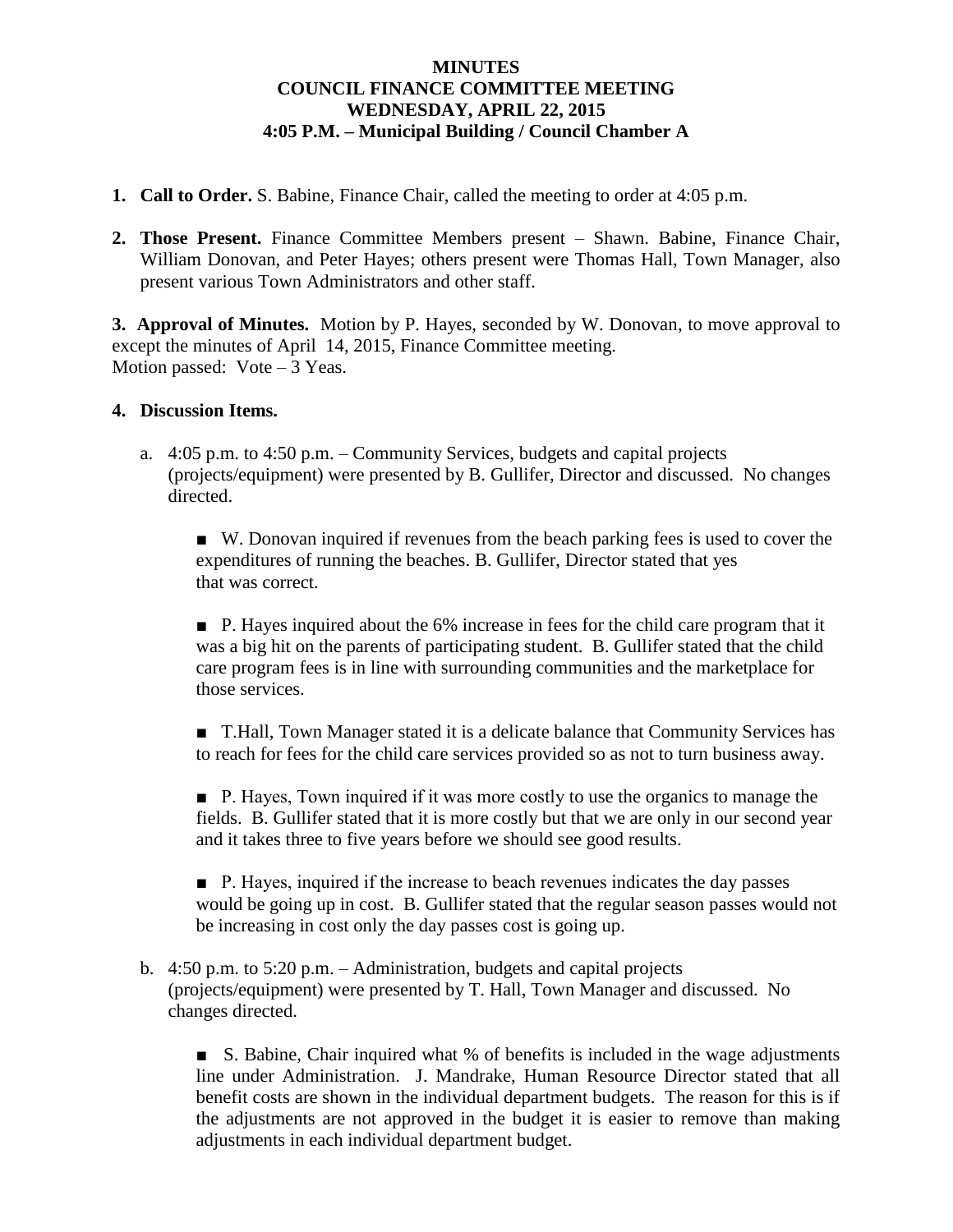**MINUTES**
**COUNCIL FINANCE COMMITTEE MEETING**
**WEDNESDAY, APRIL 22, 2015**
**4:05 P.M. – Municipal Building / Council Chamber A**

1. **Call to Order.** S. Babine, Finance Chair, called the meeting to order at 4:05 p.m.

2. **Those Present.** Finance Committee Members present – Shawn. Babine, Finance Chair, William Donovan, and Peter Hayes; others present were Thomas Hall, Town Manager, also present various Town Administrators and other staff.

**3. Approval of Minutes.** Motion by P. Hayes, seconded by W. Donovan, to move approval to except the minutes of April 14, 2015, Finance Committee meeting.
Motion passed: Vote – 3 Yeas.

4. **Discussion Items.**

   a. 4:05 p.m. to 4:50 p.m. – Community Services, budgets and capital projects (projects/equipment) were presented by B. Gullifer, Director and discussed. No changes directed.

      ■ W. Donovan inquired if revenues from the beach parking fees is used to cover the expenditures of running the beaches. B. Gullifer, Director stated that yes that was correct.

      ■ P. Hayes inquired about the 6% increase in fees for the child care program that it was a big hit on the parents of participating student. B. Gullifer stated that the child care program fees is in line with surrounding communities and the marketplace for those services.

      ■ T.Hall, Town Manager stated it is a delicate balance that Community Services has to reach for fees for the child care services provided so as not to turn business away.

      ■ P. Hayes, Town inquired if it was more costly to use the organics to manage the fields. B. Gullifer stated that it is more costly but that we are only in our second year and it takes three to five years before we should see good results.

      ■ P. Hayes, inquired if the increase to beach revenues indicates the day passes would be going up in cost. B. Gullifer stated that the regular season passes would not be increasing in cost only the day passes cost is going up.

   b. 4:50 p.m. to 5:20 p.m. – Administration, budgets and capital projects (projects/equipment) were presented by T. Hall, Town Manager and discussed. No changes directed.

      ■ S. Babine, Chair inquired what % of benefits is included in the wage adjustments line under Administration. J. Mandrake, Human Resource Director stated that all benefit costs are shown in the individual department budgets. The reason for this is if the adjustments are not approved in the budget it is easier to remove than making adjustments in each individual department budget.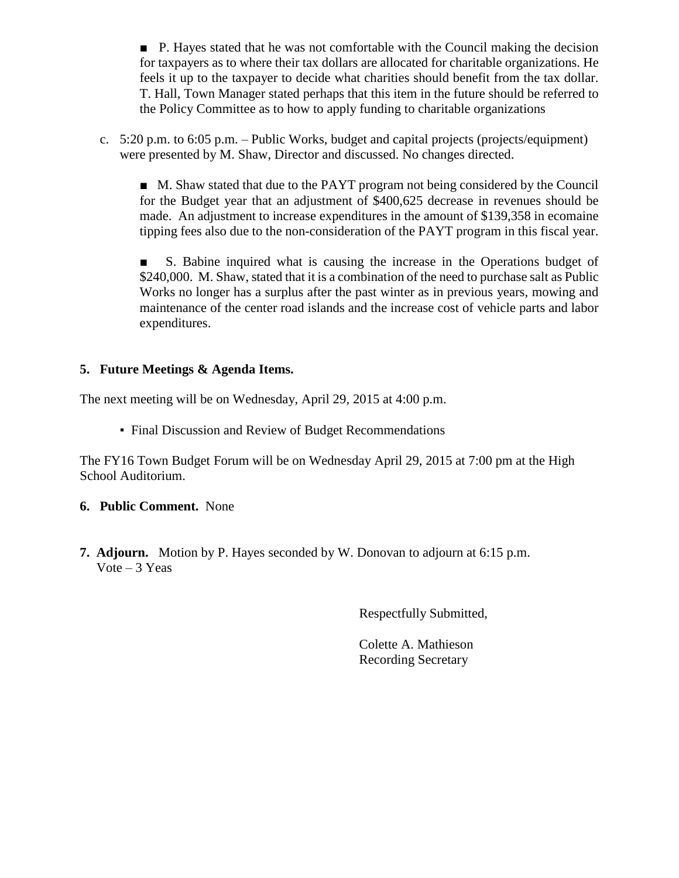■ P. Hayes stated that he was not comfortable with the Council making the decision for taxpayers as to where their tax dollars are allocated for charitable organizations. He feels it up to the taxpayer to decide what charities should benefit from the tax dollar. T. Hall, Town Manager stated perhaps that this item in the future should be referred to the Policy Committee as to how to apply funding to charitable organizations

c. 5:20 p.m. to 6:05 p.m. – Public Works, budget and capital projects (projects/equipment) were presented by M. Shaw, Director and discussed. No changes directed.

■ M. Shaw stated that due to the PAYT program not being considered by the Council for the Budget year that an adjustment of $400,625 decrease in revenues should be made. An adjustment to increase expenditures in the amount of $139,358 in ecomaine tipping fees also due to the non-consideration of the PAYT program in this fiscal year.

■ S. Babine inquired what is causing the increase in the Operations budget of $240,000. M. Shaw, stated that it is a combination of the need to purchase salt as Public Works no longer has a surplus after the past winter as in previous years, mowing and maintenance of the center road islands and the increase cost of vehicle parts and labor expenditures.

**5. Future Meetings & Agenda Items.**

The next meeting will be on Wednesday, April 29, 2015 at 4:00 p.m.

- Final Discussion and Review of Budget Recommendations

The FY16 Town Budget Forum will be on Wednesday April 29, 2015 at 7:00 pm at the High School Auditorium.

**6. Public Comment.** None

**7. Adjourn.** Motion by P. Hayes seconded by W. Donovan to adjourn at 6:15 p.m.
Vote – 3 Yeas

Respectfully Submitted,

Colette A. Mathieson
Recording Secretary